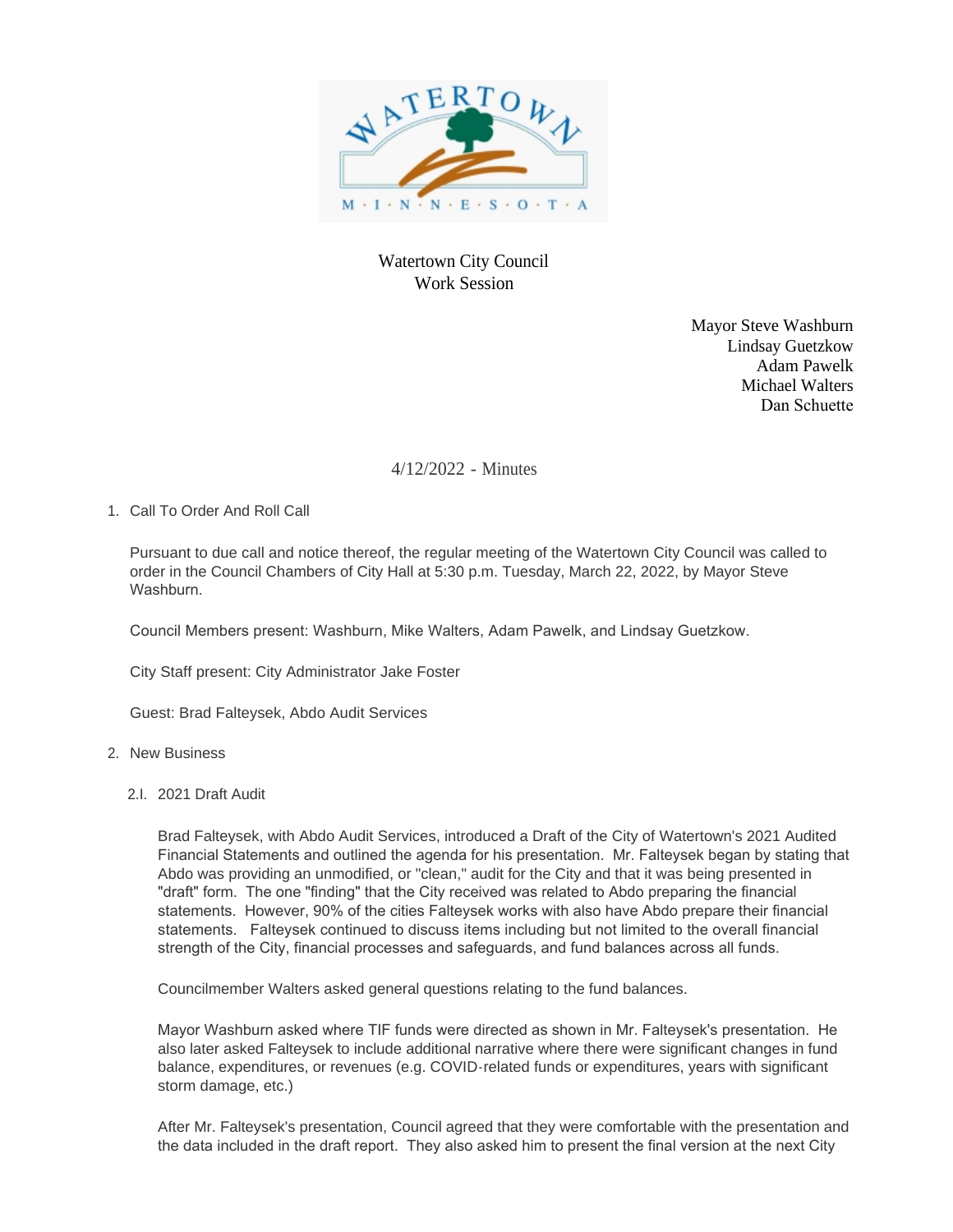Watertown City Council
Work Session

Mayor Steve Washburn
Lindsay Guetzkow
Adam Pawelk
Michael Walters
Dan Schuette

4/12/2022 - Minutes

1. Call To Order And Roll Call

   Pursuant to due call and notice thereof, the regular meeting of the Watertown City Council was called to order in the Council Chambers of City Hall at 5:30 p.m. Tuesday, March 22, 2022, by Mayor Steve Washburn.

   Council Members present: Washburn, Mike Walters, Adam Pawelk, and Lindsay Guetzkow.

   City Staff present: City Administrator Jake Foster

   Guest: Brad Falteysek, Abdo Audit Services

2. New Business

   2.I. 2021 Draft Audit

   Brad Falteysek, with Abdo Audit Services, introduced a Draft of the City of Watertown's 2021 Audited Financial Statements and outlined the agenda for his presentation. Mr. Falteysek began by stating that Abdo was providing an unmodified, or "clean," audit for the City and that it was being presented in "draft" form. The one "finding" that the City received was related to Abdo preparing the financial statements. However, 90% of the cities Falteysek works with also have Abdo prepare their financial statements. Falteysek continued to discuss items including but not limited to the overall financial strength of the City, financial processes and safeguards, and fund balances across all funds.

   Councilmember Walters asked general questions relating to the fund balances.

   Mayor Washburn asked where TIF funds were directed as shown in Mr. Falteysek's presentation. He also later asked Falteysek to include additional narrative where there were significant changes in fund balance, expenditures, or revenues (e.g. COVID-related funds or expenditures, years with significant storm damage, etc.)

   After Mr. Falteysek's presentation, Council agreed that they were comfortable with the presentation and the data included in the draft report. They also asked him to present the final version at the next City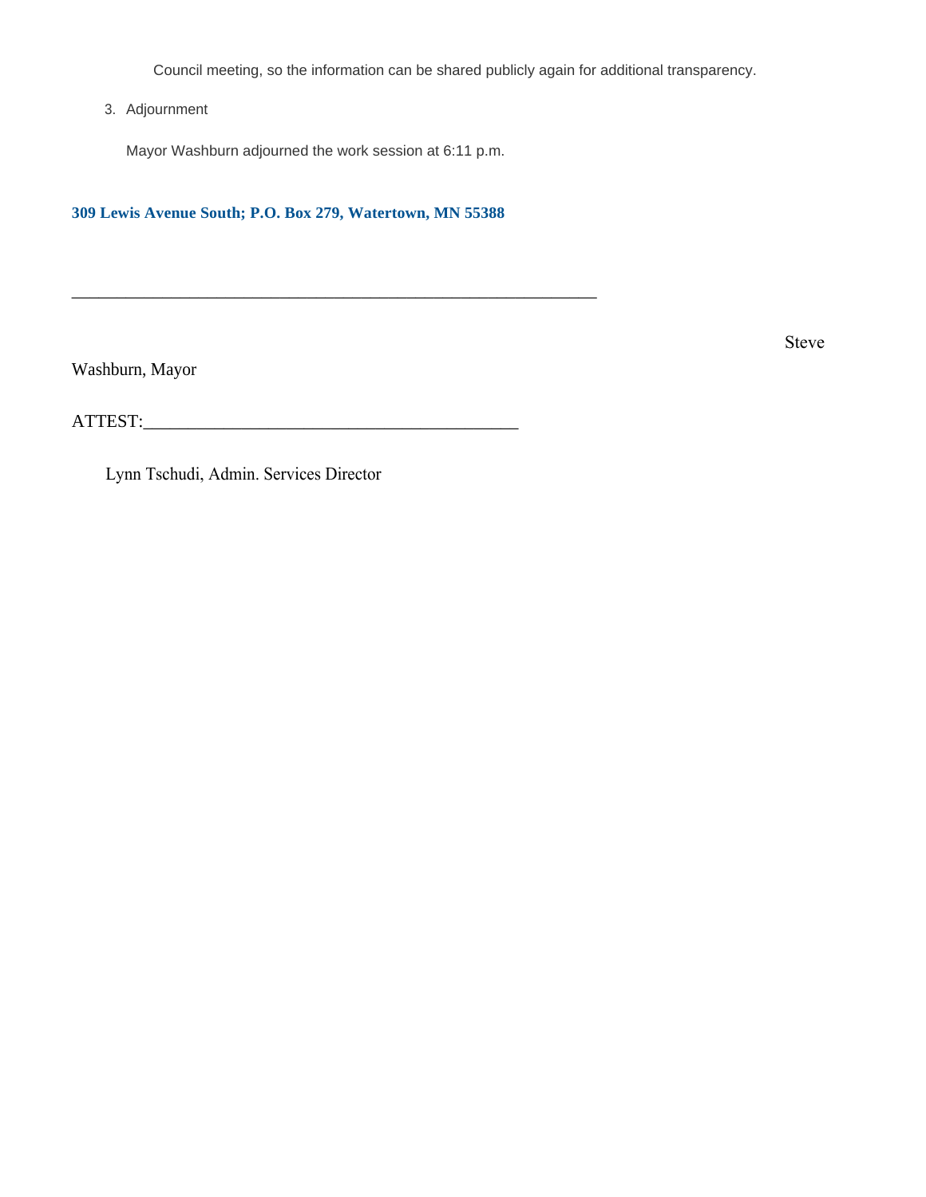Council meeting, so the information can be shared publicly again for additional transparency.

3. Adjournment

   Mayor Washburn adjourned the work session at 6:11 p.m.

**309 Lewis Avenue South; P.O. Box 279, Watertown, MN 55388**

_____________________________________________________________

Steve Washburn, Mayor

ATTEST:_______________________________________

Lynn Tschudi, Admin. Services Director